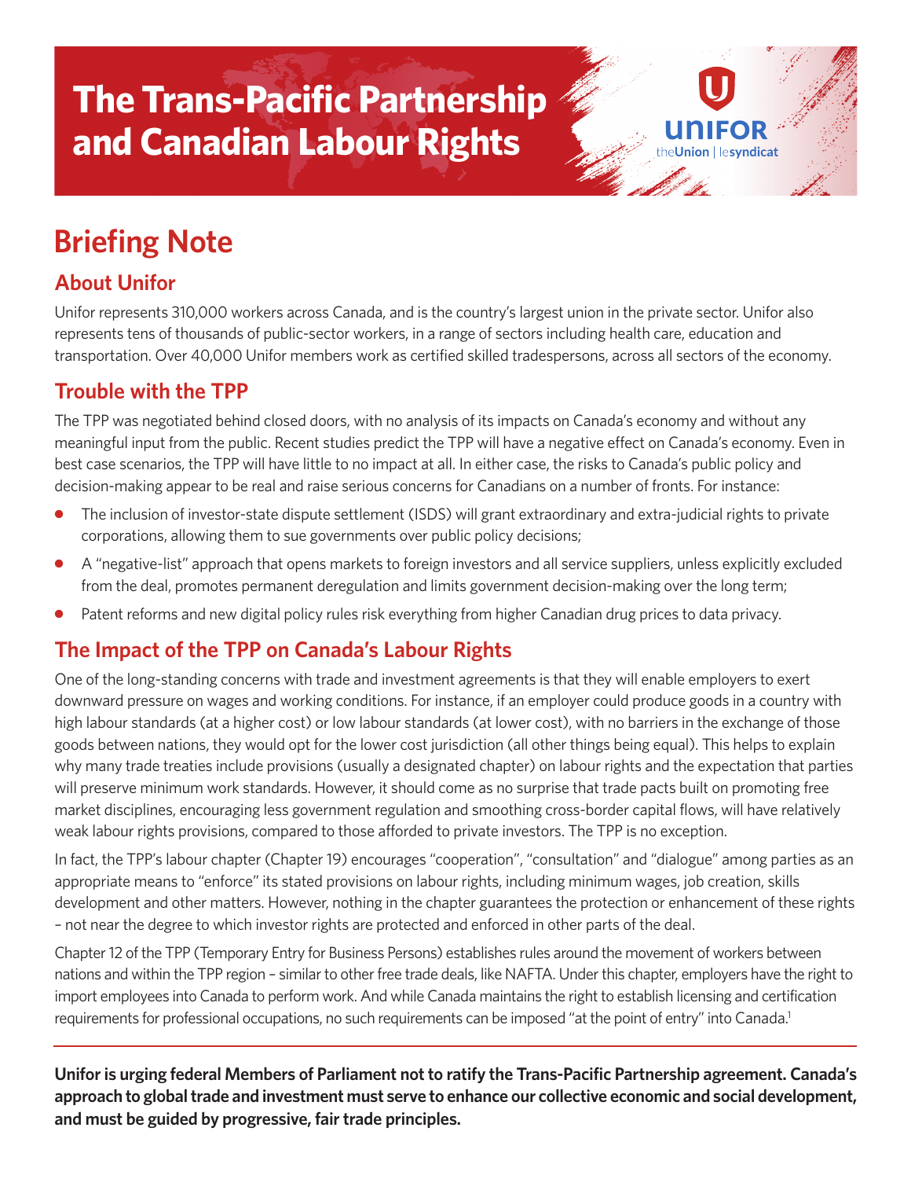# The Trans-Pacific Partnership and Canadian Labour Rights

UNIFOR
theUnion | lesyndicat

## Briefing Note

### About Unifor

Unifor represents 310,000 workers across Canada, and is the country's largest union in the private sector. Unifor also represents tens of thousands of public-sector workers, in a range of sectors including health care, education and transportation. Over 40,000 Unifor members work as certified skilled tradespersons, across all sectors of the economy.

### Trouble with the TPP

The TPP was negotiated behind closed doors, with no analysis of its impacts on Canada's economy and without any meaningful input from the public. Recent studies predict the TPP will have a negative effect on Canada's economy. Even in best case scenarios, the TPP will have little to no impact at all. In either case, the risks to Canada's public policy and decision-making appear to be real and raise serious concerns for Canadians on a number of fronts. For instance:

- The inclusion of investor-state dispute settlement (ISDS) will grant extraordinary and extra-judicial rights to private corporations, allowing them to sue governments over public policy decisions;
- A "negative-list" approach that opens markets to foreign investors and all service suppliers, unless explicitly excluded from the deal, promotes permanent deregulation and limits government decision-making over the long term;
- Patent reforms and new digital policy rules risk everything from higher Canadian drug prices to data privacy.

### The Impact of the TPP on Canada's Labour Rights

One of the long-standing concerns with trade and investment agreements is that they will enable employers to exert downward pressure on wages and working conditions. For instance, if an employer could produce goods in a country with high labour standards (at a higher cost) or low labour standards (at lower cost), with no barriers in the exchange of those goods between nations, they would opt for the lower cost jurisdiction (all other things being equal). This helps to explain why many trade treaties include provisions (usually a designated chapter) on labour rights and the expectation that parties will preserve minimum work standards. However, it should come as no surprise that trade pacts built on promoting free market disciplines, encouraging less government regulation and smoothing cross-border capital flows, will have relatively weak labour rights provisions, compared to those afforded to private investors. The TPP is no exception.

In fact, the TPP's labour chapter (Chapter 19) encourages "cooperation", "consultation" and "dialogue" among parties as an appropriate means to "enforce" its stated provisions on labour rights, including minimum wages, job creation, skills development and other matters. However, nothing in the chapter guarantees the protection or enhancement of these rights – not near the degree to which investor rights are protected and enforced in other parts of the deal.

Chapter 12 of the TPP (Temporary Entry for Business Persons) establishes rules around the movement of workers between nations and within the TPP region – similar to other free trade deals, like NAFTA. Under this chapter, employers have the right to import employees into Canada to perform work. And while Canada maintains the right to establish licensing and certification requirements for professional occupations, no such requirements can be imposed "at the point of entry" into Canada.[1]

---

**Unifor is urging federal Members of Parliament not to ratify the Trans-Pacific Partnership agreement. Canada's approach to global trade and investment must serve to enhance our collective economic and social development, and must be guided by progressive, fair trade principles.**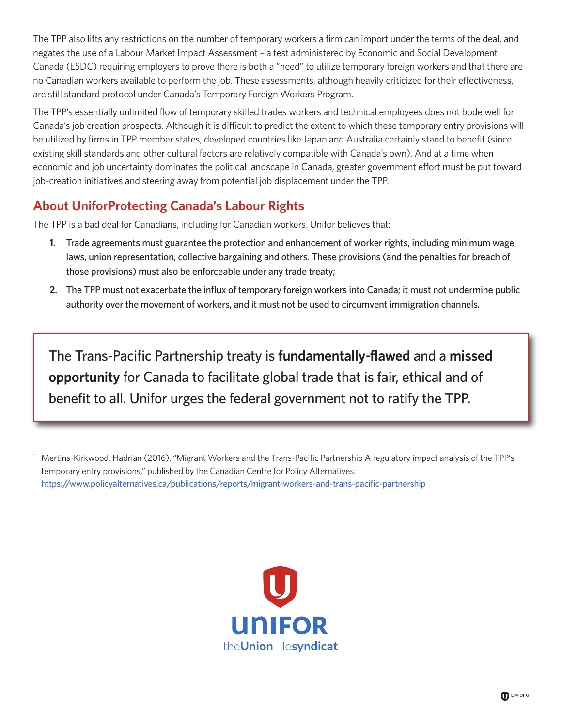The TPP also lifts any restrictions on the number of temporary workers a firm can import under the terms of the deal, and negates the use of a Labour Market Impact Assessment – a test administered by Economic and Social Development Canada (ESDC) requiring employers to prove there is both a "need" to utilize temporary foreign workers and that there are no Canadian workers available to perform the job. These assessments, although heavily criticized for their effectiveness, are still standard protocol under Canada's Temporary Foreign Workers Program.

The TPP's essentially unlimited flow of temporary skilled trades workers and technical employees does not bode well for Canada's job creation prospects. Although it is difficult to predict the extent to which these temporary entry provisions will be utilized by firms in TPP member states, developed countries like Japan and Australia certainly stand to benefit (since existing skill standards and other cultural factors are relatively compatible with Canada's own). And at a time when economic and job uncertainty dominates the political landscape in Canada, greater government effort must be put toward job-creation initiatives and steering away from potential job displacement under the TPP.

## About UniforProtecting Canada's Labour Rights

The TPP is a bad deal for Canadians, including for Canadian workers. Unifor believes that:

1. Trade agreements must guarantee the protection and enhancement of worker rights, including minimum wage laws, union representation, collective bargaining and others. These provisions (and the penalties for breach of those provisions) must also be enforceable under any trade treaty;
2. The TPP must not exacerbate the influx of temporary foreign workers into Canada; it must not undermine public authority over the movement of workers, and it must not be used to circumvent immigration channels.

The Trans-Pacific Partnership treaty is **fundamentally-flawed** and a **missed opportunity** for Canada to facilitate global trade that is fair, ethical and of benefit to all. Unifor urges the federal government not to ratify the TPP.

[1] Mertins-Kirkwood, Hadrian (2016). "Migrant Workers and the Trans-Pacific Partnership A regulatory impact analysis of the TPP's temporary entry provisions," published by the Canadian Centre for Policy Alternatives: https://www.policyalternatives.ca/publications/reports/migrant-workers-and-trans-pacific-partnership

UNIFOR
theUnion | lesyndicat

EW:CFU